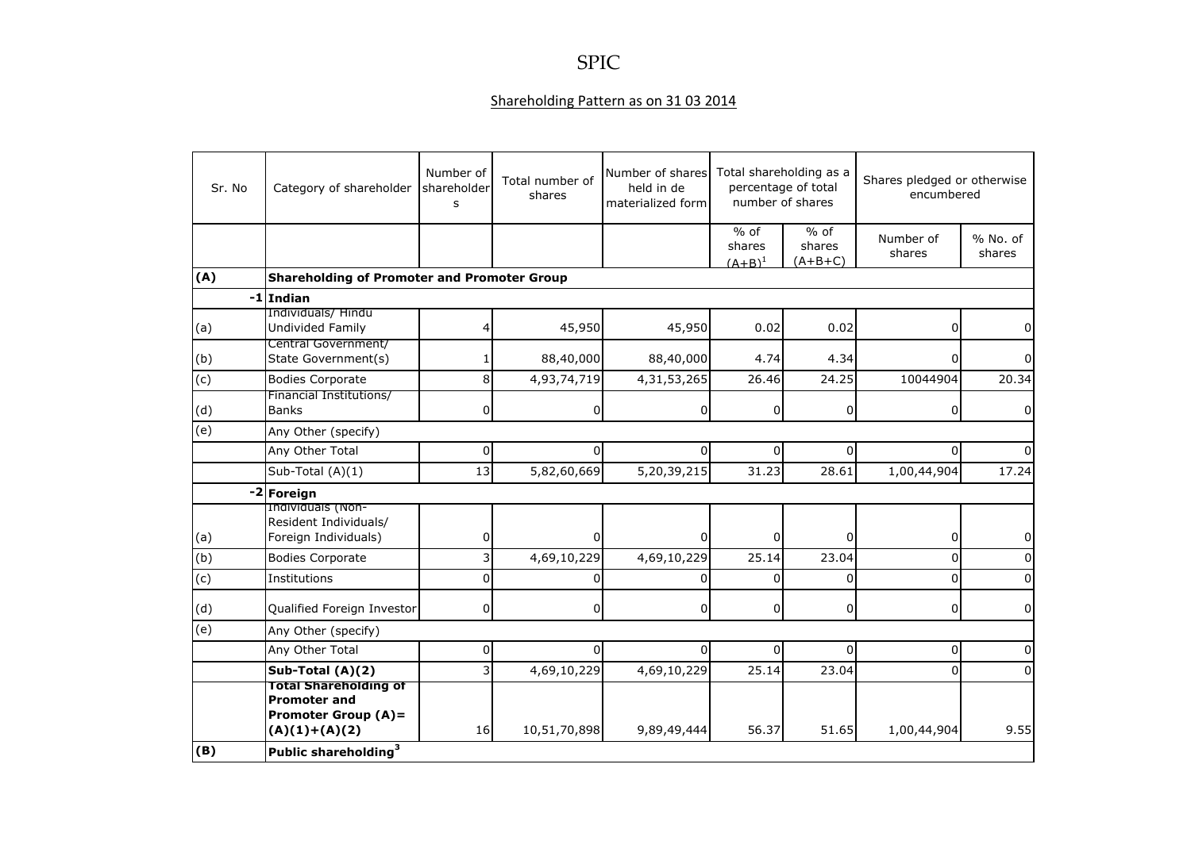# SPIC

## Shareholding Pattern as on 31 03 2014

| Sr. No | Category of shareholder | Number of shareholders | Total number of shares | Number of shares held in de materialized form | Total shareholding as a percentage of total number of shares | | Shares pledged or otherwise encumbered | |
|---|---|---|---|---|---|---|---|---|
| | | | | | % of shares (A+B)[1] | % of shares (A+B+C) | Number of shares | % No. of shares |
| **(A)** | **Shareholding of Promoter and Promoter Group** | | | | | | | |
| -1 | **Indian** | | | | | | | |
| (a) | Individuals/ Hindu Undivided Family | 4 | 45,950 | 45,950 | 0.02 | 0.02 | 0 | 0 |
| (b) | Central Government/ State Government(s) | 1 | 88,40,000 | 88,40,000 | 4.74 | 4.34 | 0 | 0 |
| (c) | Bodies Corporate | 8 | 4,93,74,719 | 4,31,53,265 | 26.46 | 24.25 | 10044904 | 20.34 |
| (d) | Financial Institutions/ Banks | 0 | 0 | 0 | 0 | 0 | 0 | 0 |
| (e) | Any Other (specify) | | | | | | | |
| | Any Other Total | 0 | 0 | 0 | 0 | 0 | 0 | 0 |
| | Sub-Total (A)(1) | 13 | 5,82,60,669 | 5,20,39,215 | 31.23 | 28.61 | 1,00,44,904 | 17.24 |
| -2 | **Foreign** | | | | | | | |
| (a) | Individuals (Non-Resident Individuals/ Foreign Individuals) | 0 | 0 | 0 | 0 | 0 | 0 | 0 |
| (b) | Bodies Corporate | 3 | 4,69,10,229 | 4,69,10,229 | 25.14 | 23.04 | 0 | 0 |
| (c) | Institutions | 0 | 0 | 0 | 0 | 0 | 0 | 0 |
| (d) | Qualified Foreign Investor | 0 | 0 | 0 | 0 | 0 | 0 | 0 |
| (e) | Any Other (specify) | | | | | | | |
| | Any Other Total | 0 | 0 | 0 | 0 | 0 | 0 | 0 |
| | **Sub-Total (A)(2)** | 3 | 4,69,10,229 | 4,69,10,229 | 25.14 | 23.04 | 0 | 0 |
| | **Total Shareholding of Promoter and Promoter Group (A)= (A)(1)+(A)(2)** | 16 | 10,51,70,898 | 9,89,49,444 | 56.37 | 51.65 | 1,00,44,904 | 9.55 |
| **(B)** | **Public shareholding[3]** | | | | | | | |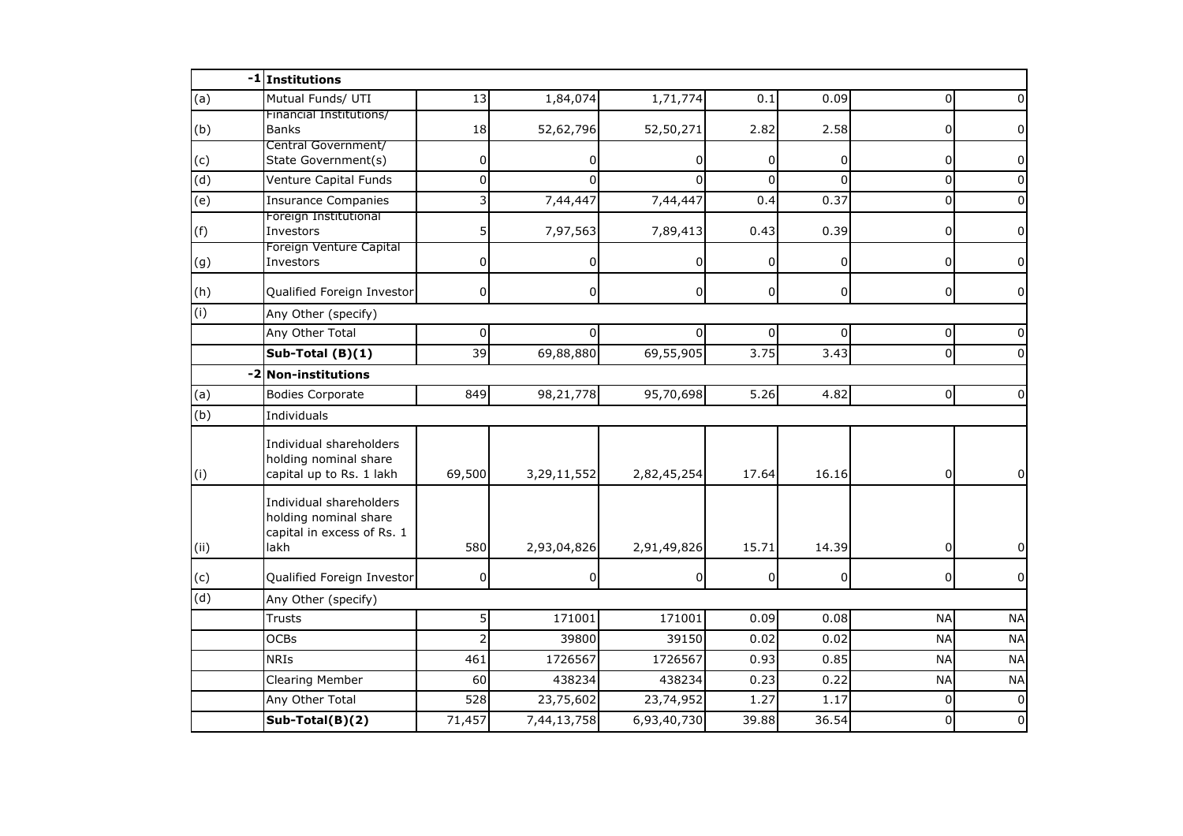| -1 | Institutions | | | | | | | |
|---|---|---|---|---|---|---|---|---|
| (a) | Mutual Funds/ UTI | 13 | 1,84,074 | 1,71,774 | 0.1 | 0.09 | 0 | 0 |
| (b) | Financial Institutions/ Banks | 18 | 52,62,796 | 52,50,271 | 2.82 | 2.58 | 0 | 0 |
| (c) | Central Government/ State Government(s) | 0 | 0 | 0 | 0 | 0 | 0 | 0 |
| (d) | Venture Capital Funds | 0 | 0 | 0 | 0 | 0 | 0 | 0 |
| (e) | Insurance Companies | 3 | 7,44,447 | 7,44,447 | 0.4 | 0.37 | 0 | 0 |
| (f) | Foreign Institutional Investors | 5 | 7,97,563 | 7,89,413 | 0.43 | 0.39 | 0 | 0 |
| (g) | Foreign Venture Capital Investors | 0 | 0 | 0 | 0 | 0 | 0 | 0 |
| (h) | Qualified Foreign Investor | 0 | 0 | 0 | 0 | 0 | 0 | 0 |
| (i) | Any Other (specify) | | | | | | | |
| | Any Other Total | 0 | 0 | 0 | 0 | 0 | 0 | 0 |
| | **Sub-Total (B)(1)** | 39 | 69,88,880 | 69,55,905 | 3.75 | 3.43 | 0 | 0 |
| -2 | **Non-institutions** | | | | | | | |
| (a) | Bodies Corporate | 849 | 98,21,778 | 95,70,698 | 5.26 | 4.82 | 0 | 0 |
| (b) | Individuals | | | | | | | |
| (i) | Individual shareholders holding nominal share capital up to Rs. 1 lakh | 69,500 | 3,29,11,552 | 2,82,45,254 | 17.64 | 16.16 | 0 | 0 |
| (ii) | Individual shareholders holding nominal share capital in excess of Rs. 1 lakh | 580 | 2,93,04,826 | 2,91,49,826 | 15.71 | 14.39 | 0 | 0 |
| (c) | Qualified Foreign Investor | 0 | 0 | 0 | 0 | 0 | 0 | 0 |
| (d) | Any Other (specify) | | | | | | | |
| | Trusts | 5 | 171001 | 171001 | 0.09 | 0.08 | NA | NA |
| | OCBs | 2 | 39800 | 39150 | 0.02 | 0.02 | NA | NA |
| | NRIs | 461 | 1726567 | 1726567 | 0.93 | 0.85 | NA | NA |
| | Clearing Member | 60 | 438234 | 438234 | 0.23 | 0.22 | NA | NA |
| | Any Other Total | 528 | 23,75,602 | 23,74,952 | 1.27 | 1.17 | 0 | 0 |
| | **Sub-Total(B)(2)** | 71,457 | 7,44,13,758 | 6,93,40,730 | 39.88 | 36.54 | 0 | 0 |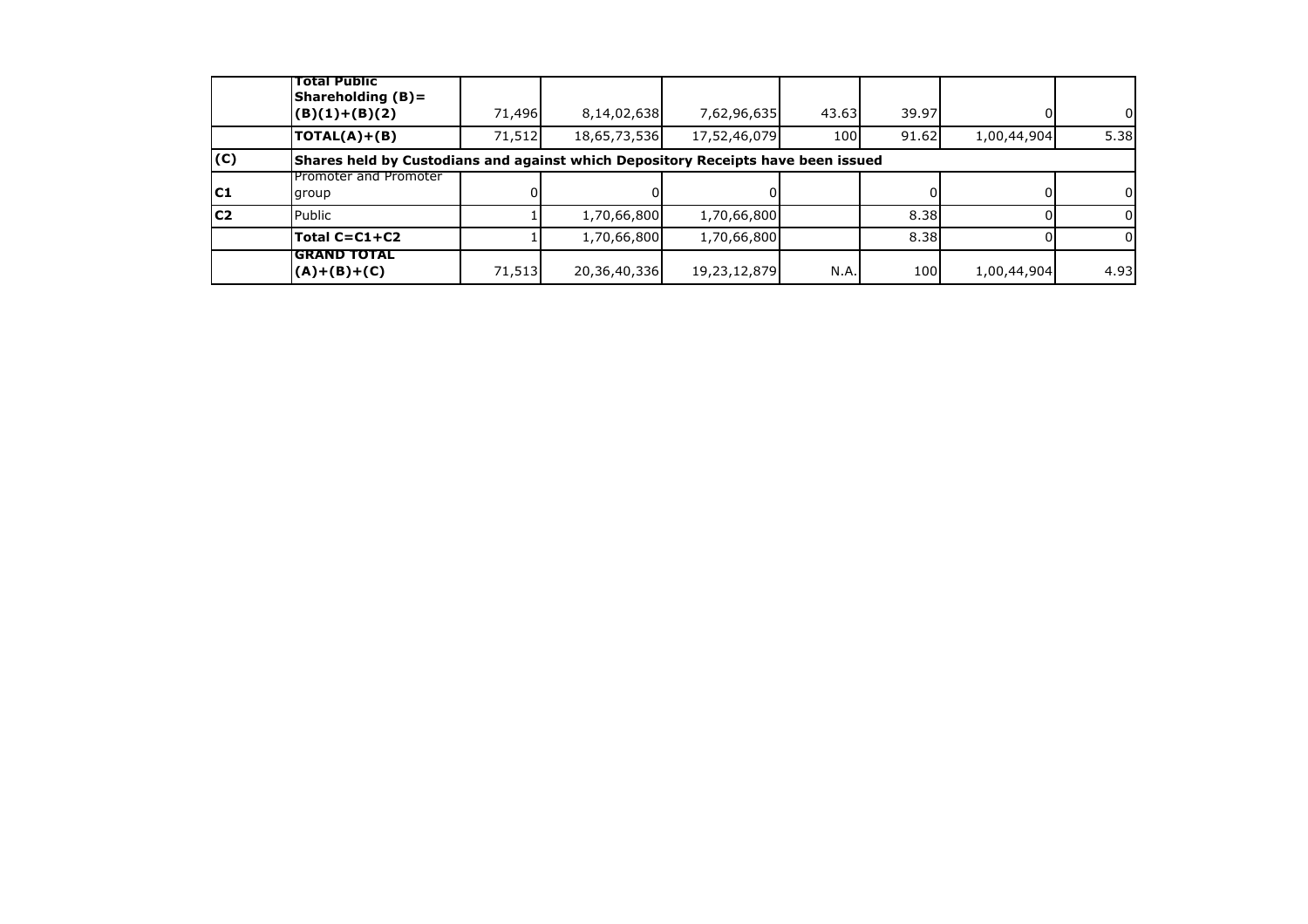| | | | | | | | | |
|---|---|---|---|---|---|---|---|---|
| | **Total Public Shareholding (B)= (B)(1)+(B)(2)** | 71,496 | 8,14,02,638 | 7,62,96,635 | 43.63 | 39.97 | 0 | 0 |
| | **TOTAL(A)+(B)** | 71,512 | 18,65,73,536 | 17,52,46,079 | 100 | 91.62 | 1,00,44,904 | 5.38 |
| **(C)** | **Shares held by Custodians and against which Depository Receipts have been issued** | | | | | | | |
| **C1** | Promoter and Promoter group | 0 | 0 | 0 | | 0 | 0 | 0 |
| **C2** | Public | 1 | 1,70,66,800 | 1,70,66,800 | | 8.38 | 0 | 0 |
| | **Total C=C1+C2** | 1 | 1,70,66,800 | 1,70,66,800 | | 8.38 | 0 | 0 |
| | **GRAND TOTAL (A)+(B)+(C)** | 71,513 | 20,36,40,336 | 19,23,12,879 | N.A. | 100 | 1,00,44,904 | 4.93 |